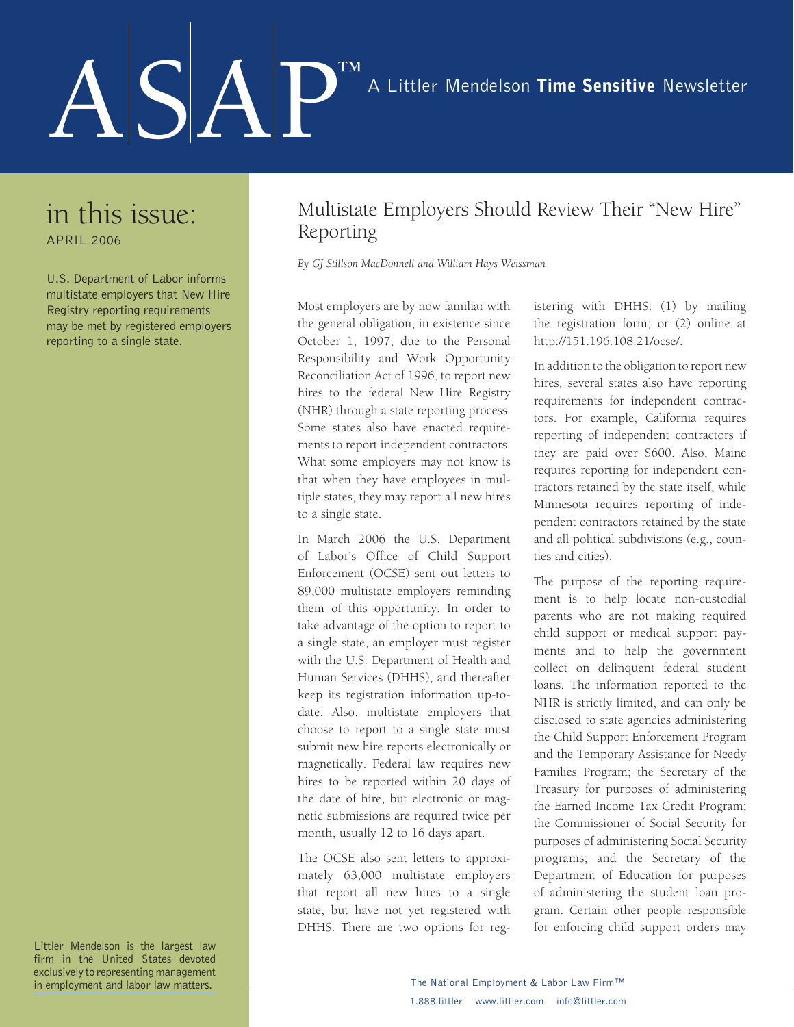# ASAP™ A Littler Mendelson **Time Sensitive** Newsletter

## in this issue:

APRIL 2006

U.S. Department of Labor informs multistate employers that New Hire Registry reporting requirements may be met by registered employers reporting to a single state.

Littler Mendelson is the largest law firm in the United States devoted exclusively to representing management in employment and labor law matters.

# Multistate Employers Should Review Their "New Hire" Reporting

*By GJ Stillson MacDonnell and William Hays Weissman*

Most employers are by now familiar with the general obligation, in existence since October 1, 1997, due to the Personal Responsibility and Work Opportunity Reconciliation Act of 1996, to report new hires to the federal New Hire Registry (NHR) through a state reporting process. Some states also have enacted requirements to report independent contractors. What some employers may not know is that when they have employees in multiple states, they may report all new hires to a single state.

In March 2006 the U.S. Department of Labor's Office of Child Support Enforcement (OCSE) sent out letters to 89,000 multistate employers reminding them of this opportunity. In order to take advantage of the option to report to a single state, an employer must register with the U.S. Department of Health and Human Services (DHHS), and thereafter keep its registration information up-to-date. Also, multistate employers that choose to report to a single state must submit new hire reports electronically or magnetically. Federal law requires new hires to be reported within 20 days of the date of hire, but electronic or magnetic submissions are required twice per month, usually 12 to 16 days apart.

The OCSE also sent letters to approximately 63,000 multistate employers that report all new hires to a single state, but have not yet registered with DHHS. There are two options for registering with DHHS: (1) by mailing the registration form; or (2) online at http://151.196.108.21/ocse/.

In addition to the obligation to report new hires, several states also have reporting requirements for independent contractors. For example, California requires reporting of independent contractors if they are paid over $600. Also, Maine requires reporting for independent contractors retained by the state itself, while Minnesota requires reporting of independent contractors retained by the state and all political subdivisions (e.g., counties and cities).

The purpose of the reporting requirement is to help locate non-custodial parents who are not making required child support or medical support payments and to help the government collect on delinquent federal student loans. The information reported to the NHR is strictly limited, and can only be disclosed to state agencies administering the Child Support Enforcement Program and the Temporary Assistance for Needy Families Program; the Secretary of the Treasury for purposes of administering the Earned Income Tax Credit Program; the Commissioner of Social Security for purposes of administering Social Security programs; and the Secretary of the Department of Education for purposes of administering the student loan program. Certain other people responsible for enforcing child support orders may

The National Employment & Labor Law Firm™

1.888.littler www.littler.com info@littler.com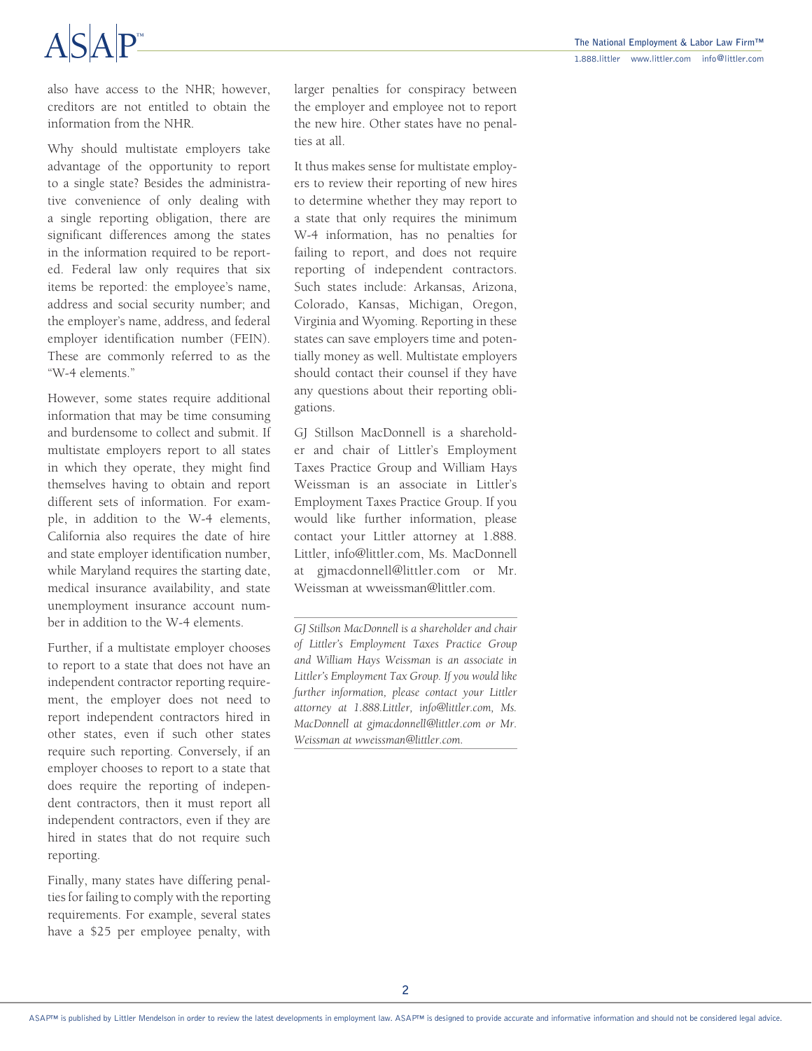also have access to the NHR; however, creditors are not entitled to obtain the information from the NHR.

Why should multistate employers take advantage of the opportunity to report to a single state? Besides the administrative convenience of only dealing with a single reporting obligation, there are significant differences among the states in the information required to be reported. Federal law only requires that six items be reported: the employee's name, address and social security number; and the employer's name, address, and federal employer identification number (FEIN). These are commonly referred to as the "W-4 elements."

However, some states require additional information that may be time consuming and burdensome to collect and submit. If multistate employers report to all states in which they operate, they might find themselves having to obtain and report different sets of information. For example, in addition to the W-4 elements, California also requires the date of hire and state employer identification number, while Maryland requires the starting date, medical insurance availability, and state unemployment insurance account number in addition to the W-4 elements.

Further, if a multistate employer chooses to report to a state that does not have an independent contractor reporting requirement, the employer does not need to report independent contractors hired in other states, even if such other states require such reporting. Conversely, if an employer chooses to report to a state that does require the reporting of independent contractors, then it must report all independent contractors, even if they are hired in states that do not require such reporting.

Finally, many states have differing penalties for failing to comply with the reporting requirements. For example, several states have a $25 per employee penalty, with larger penalties for conspiracy between the employer and employee not to report the new hire. Other states have no penalties at all.

It thus makes sense for multistate employers to review their reporting of new hires to determine whether they may report to a state that only requires the minimum W-4 information, has no penalties for failing to report, and does not require reporting of independent contractors. Such states include: Arkansas, Arizona, Colorado, Kansas, Michigan, Oregon, Virginia and Wyoming. Reporting in these states can save employers time and potentially money as well. Multistate employers should contact their counsel if they have any questions about their reporting obligations.

GJ Stillson MacDonnell is a shareholder and chair of Littler's Employment Taxes Practice Group and William Hays Weissman is an associate in Littler's Employment Taxes Practice Group. If you would like further information, please contact your Littler attorney at 1.888. Littler, info@littler.com, Ms. MacDonnell at gjmacdonnell@littler.com or Mr. Weissman at wweissman@littler.com.

---

*GJ Stillson MacDonnell is a shareholder and chair of Littler's Employment Taxes Practice Group and William Hays Weissman is an associate in Littler's Employment Tax Group. If you would like further information, please contact your Littler attorney at 1.888.Littler, info@littler.com, Ms. MacDonnell at gjmacdonnell@littler.com or Mr. Weissman at wweissman@littler.com.*

---

ASAP™ is published by Littler Mendelson in order to review the latest developments in employment law. ASAP™ is designed to provide accurate and informative information and should not be considered legal advice.